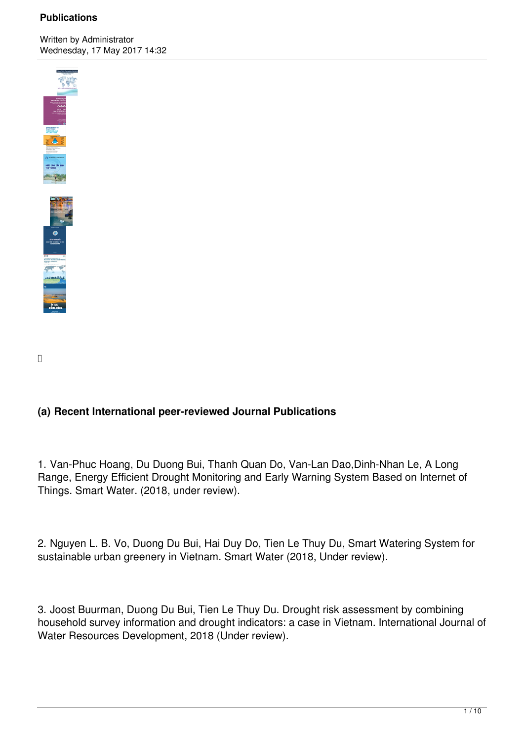## (a) Recent International peer-reviewed Journal Publications

1. Van-Phuc Hoang, Du Duong Bui, Thanh Quan Do, Van-Lan Dao,Dinh-Nhan Le, A Long Range, Energy Efficient Drought Monitoring and Early Warning System Based on Internet of Things. Smart Water. (2018, under review).

2. Nguyen L. B. Vo, Duong Du Bui, Hai Duy Do, Tien Le Thuy Du, Smart Watering System for sustainable urban greenery in Vietnam. Smart Water (2018, Under review).

3. Joost Buurman, Duong Du Bui, Tien Le Thuy Du. Drought risk assessment by combining household survey information and drought indicators: a case in Vietnam. International Journal of Water Resources Development, 2018 (Under review).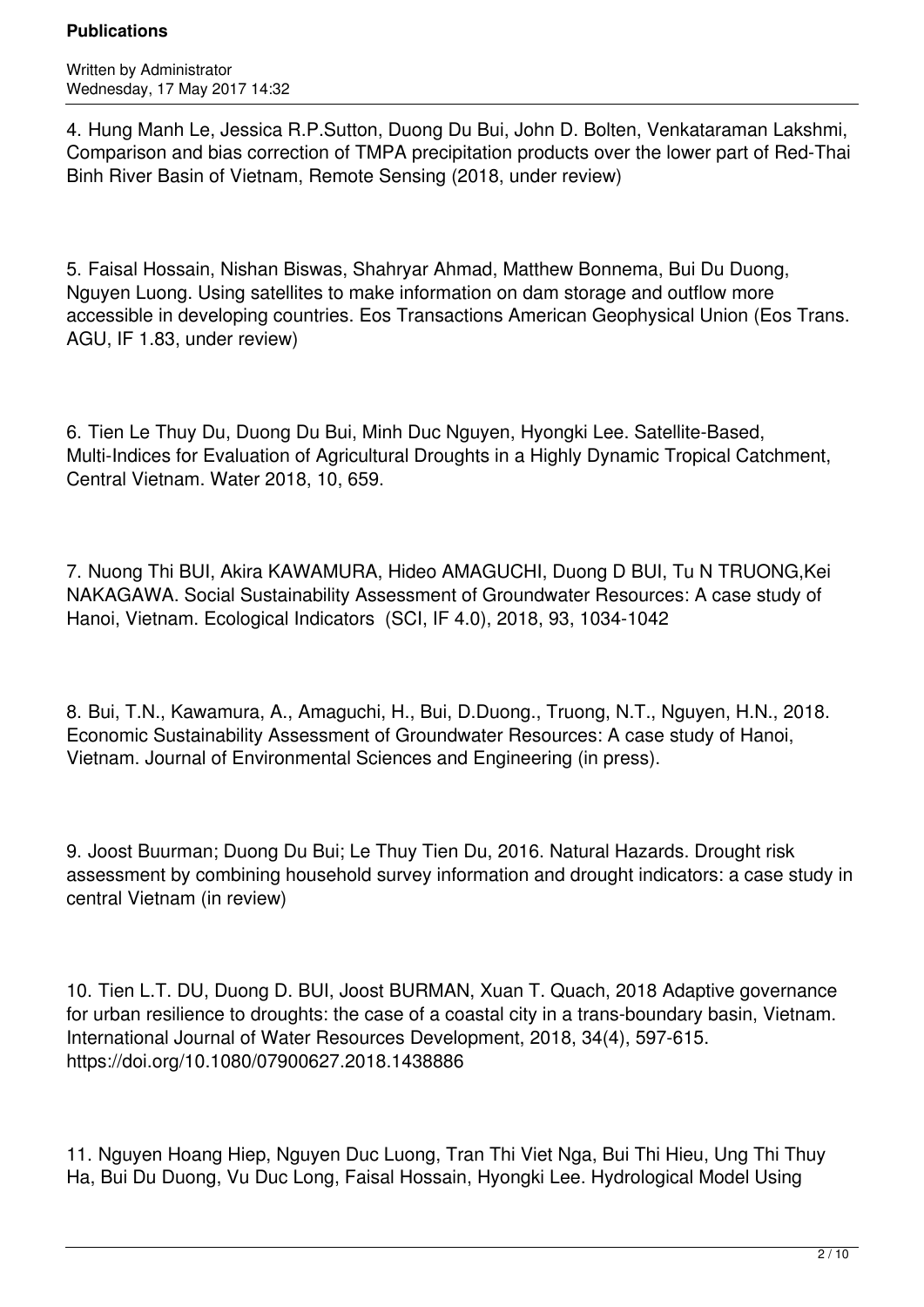4. Hung Manh Le, Jessica R.P.Sutton, Duong Du Bui, John D. Bolten, Venkataraman Lakshmi, Comparison and bias correction of TMPA precipitation products over the lower part of Red-Thai Binh River Basin of Vietnam, Remote Sensing (2018, under review)

5. Faisal Hossain, Nishan Biswas, Shahryar Ahmad, Matthew Bonnema, Bui Du Duong, Nguyen Luong. Using satellites to make information on dam storage and outflow more accessible in developing countries. Eos Transactions American Geophysical Union (Eos Trans. AGU, IF 1.83, under review)

6. Tien Le Thuy Du, Duong Du Bui, Minh Duc Nguyen, Hyongki Lee. Satellite-Based, Multi-Indices for Evaluation of Agricultural Droughts in a Highly Dynamic Tropical Catchment, Central Vietnam. Water 2018, 10, 659.

7. Nuong Thi BUI, Akira KAWAMURA, Hideo AMAGUCHI, Duong D BUI, Tu N TRUONG,Kei NAKAGAWA. Social Sustainability Assessment of Groundwater Resources: A case study of Hanoi, Vietnam. Ecological Indicators (SCI, IF 4.0), 2018, 93, 1034-1042

8. Bui, T.N., Kawamura, A., Amaguchi, H., Bui, D.Duong., Truong, N.T., Nguyen, H.N., 2018. Economic Sustainability Assessment of Groundwater Resources: A case study of Hanoi, Vietnam. Journal of Environmental Sciences and Engineering (in press).

9. Joost Buurman; Duong Du Bui; Le Thuy Tien Du, 2016. Natural Hazards. Drought risk assessment by combining household survey information and drought indicators: a case study in central Vietnam (in review)

10. Tien L.T. DU, Duong D. BUI, Joost BURMAN, Xuan T. Quach, 2018 Adaptive governance for urban resilience to droughts: the case of a coastal city in a trans-boundary basin, Vietnam. International Journal of Water Resources Development, 2018, 34(4), 597-615. https://doi.org/10.1080/07900627.2018.1438886

11. Nguyen Hoang Hiep, Nguyen Duc Luong, Tran Thi Viet Nga, Bui Thi Hieu, Ung Thi Thuy Ha, Bui Du Duong, Vu Duc Long, Faisal Hossain, Hyongki Lee. Hydrological Model Using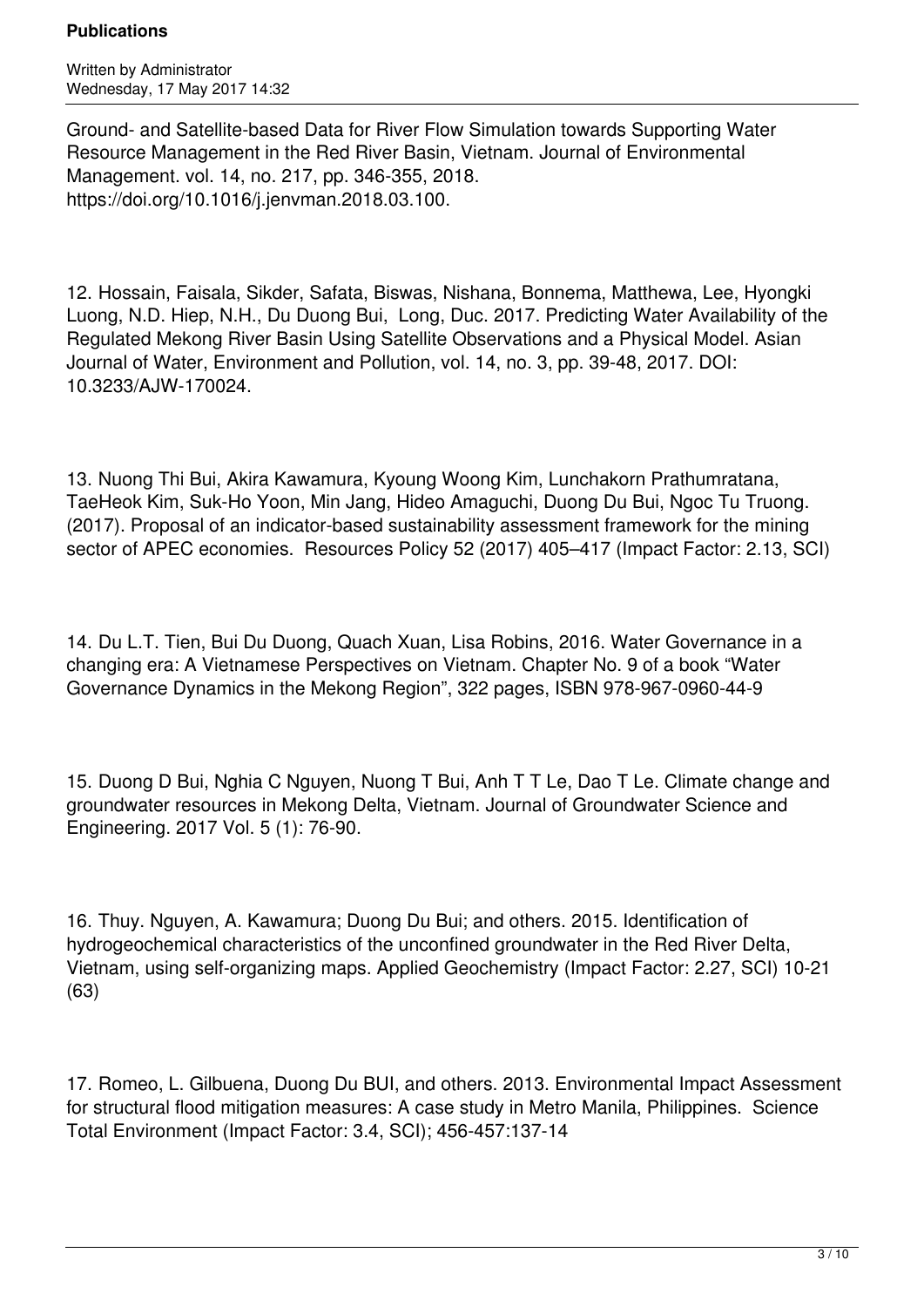Ground- and Satellite-based Data for River Flow Simulation towards Supporting Water Resource Management in the Red River Basin, Vietnam. Journal of Environmental Management. vol. 14, no. 217, pp. 346-355, 2018. https://doi.org/10.1016/j.jenvman.2018.03.100.

12. Hossain, Faisala, Sikder, Safata, Biswas, Nishana, Bonnema, Matthewa, Lee, Hyongki Luong, N.D. Hiep, N.H., Du Duong Bui, Long, Duc. 2017. Predicting Water Availability of the Regulated Mekong River Basin Using Satellite Observations and a Physical Model. Asian Journal of Water, Environment and Pollution, vol. 14, no. 3, pp. 39-48, 2017. DOI: 10.3233/AJW-170024.

13. Nuong Thi Bui, Akira Kawamura, Kyoung Woong Kim, Lunchakorn Prathumratana, TaeHeok Kim, Suk-Ho Yoon, Min Jang, Hideo Amaguchi, Duong Du Bui, Ngoc Tu Truong. (2017). Proposal of an indicator-based sustainability assessment framework for the mining sector of APEC economies. Resources Policy 52 (2017) 405–417 (Impact Factor: 2.13, SCI)

14. Du L.T. Tien, Bui Du Duong, Quach Xuan, Lisa Robins, 2016. Water Governance in a changing era: A Vietnamese Perspectives on Vietnam. Chapter No. 9 of a book "Water Governance Dynamics in the Mekong Region", 322 pages, ISBN 978-967-0960-44-9

15. Duong D Bui, Nghia C Nguyen, Nuong T Bui, Anh T T Le, Dao T Le. Climate change and groundwater resources in Mekong Delta, Vietnam. Journal of Groundwater Science and Engineering. 2017 Vol. 5 (1): 76-90.

16. Thuy. Nguyen, A. Kawamura; Duong Du Bui; and others. 2015. Identification of hydrogeochemical characteristics of the unconfined groundwater in the Red River Delta, Vietnam, using self-organizing maps. Applied Geochemistry (Impact Factor: 2.27, SCI) 10-21 (63)

17. Romeo, L. Gilbuena, Duong Du BUI, and others. 2013. Environmental Impact Assessment for structural flood mitigation measures: A case study in Metro Manila, Philippines. Science Total Environment (Impact Factor: 3.4, SCI); 456-457:137-14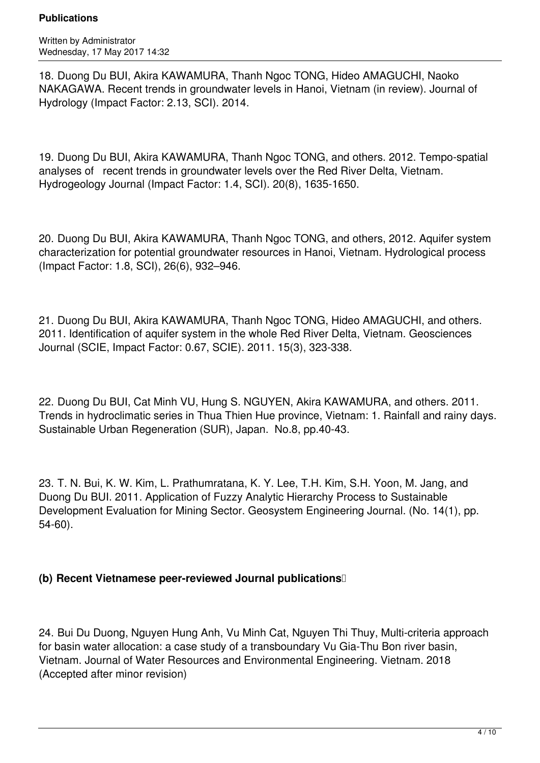18. Duong Du BUI, Akira KAWAMURA, Thanh Ngoc TONG, Hideo AMAGUCHI, Naoko NAKAGAWA. Recent trends in groundwater levels in Hanoi, Vietnam (in review). Journal of Hydrology (Impact Factor: 2.13, SCI). 2014.

19. Duong Du BUI, Akira KAWAMURA, Thanh Ngoc TONG, and others. 2012. Tempo-spatial analyses of recent trends in groundwater levels over the Red River Delta, Vietnam. Hydrogeology Journal (Impact Factor: 1.4, SCI). 20(8), 1635-1650.

20. Duong Du BUI, Akira KAWAMURA, Thanh Ngoc TONG, and others, 2012. Aquifer system characterization for potential groundwater resources in Hanoi, Vietnam. Hydrological process (Impact Factor: 1.8, SCI), 26(6), 932–946.

21. Duong Du BUI, Akira KAWAMURA, Thanh Ngoc TONG, Hideo AMAGUCHI, and others. 2011. Identification of aquifer system in the whole Red River Delta, Vietnam. Geosciences Journal (SCIE, Impact Factor: 0.67, SCIE). 2011. 15(3), 323-338.

22. Duong Du BUI, Cat Minh VU, Hung S. NGUYEN, Akira KAWAMURA, and others. 2011. Trends in hydroclimatic series in Thua Thien Hue province, Vietnam: 1. Rainfall and rainy days. Sustainable Urban Regeneration (SUR), Japan. No.8, pp.40-43.

23. T. N. Bui, K. W. Kim, L. Prathumratana, K. Y. Lee, T.H. Kim, S.H. Yoon, M. Jang, and Duong Du BUI. 2011. Application of Fuzzy Analytic Hierarchy Process to Sustainable Development Evaluation for Mining Sector. Geosystem Engineering Journal. (No. 14(1), pp. 54-60).

**(b) Recent Vietnamese peer-reviewed Journal publications**

24. Bui Du Duong, Nguyen Hung Anh, Vu Minh Cat, Nguyen Thi Thuy, Multi-criteria approach for basin water allocation: a case study of a transboundary Vu Gia-Thu Bon river basin, Vietnam. Journal of Water Resources and Environmental Engineering. Vietnam. 2018 (Accepted after minor revision)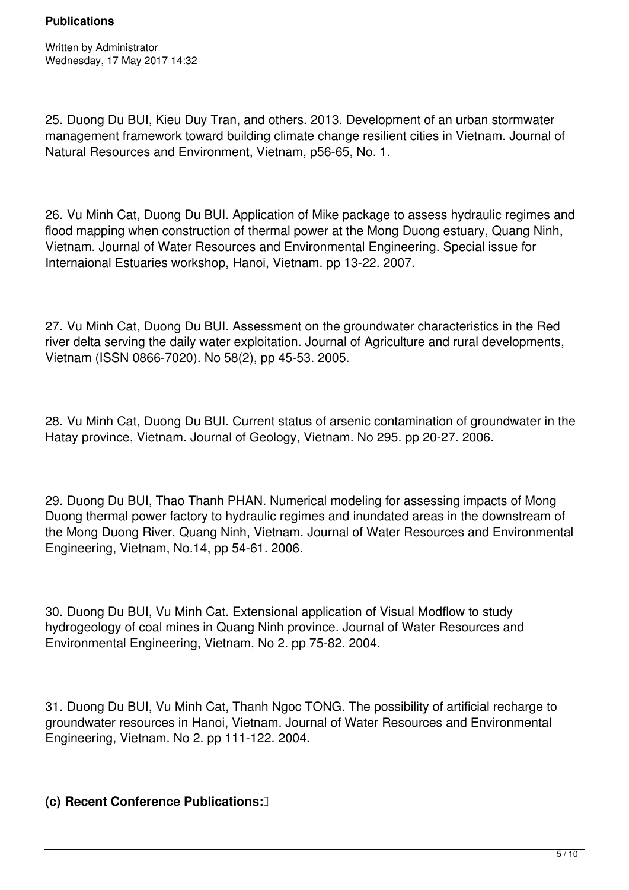25. Duong Du BUI, Kieu Duy Tran, and others. 2013. Development of an urban stormwater management framework toward building climate change resilient cities in Vietnam. Journal of Natural Resources and Environment, Vietnam, p56-65, No. 1.

26. Vu Minh Cat, Duong Du BUI. Application of Mike package to assess hydraulic regimes and flood mapping when construction of thermal power at the Mong Duong estuary, Quang Ninh, Vietnam. Journal of Water Resources and Environmental Engineering. Special issue for Internaional Estuaries workshop, Hanoi, Vietnam. pp 13-22. 2007.

27. Vu Minh Cat, Duong Du BUI. Assessment on the groundwater characteristics in the Red river delta serving the daily water exploitation. Journal of Agriculture and rural developments, Vietnam (ISSN 0866-7020). No 58(2), pp 45-53. 2005.

28. Vu Minh Cat, Duong Du BUI. Current status of arsenic contamination of groundwater in the Hatay province, Vietnam. Journal of Geology, Vietnam. No 295. pp 20-27. 2006.

29. Duong Du BUI, Thao Thanh PHAN. Numerical modeling for assessing impacts of Mong Duong thermal power factory to hydraulic regimes and inundated areas in the downstream of the Mong Duong River, Quang Ninh, Vietnam. Journal of Water Resources and Environmental Engineering, Vietnam, No.14, pp 54-61. 2006.

30. Duong Du BUI, Vu Minh Cat. Extensional application of Visual Modflow to study hydrogeology of coal mines in Quang Ninh province. Journal of Water Resources and Environmental Engineering, Vietnam, No 2. pp 75-82. 2004.

31. Duong Du BUI, Vu Minh Cat, Thanh Ngoc TONG. The possibility of artificial recharge to groundwater resources in Hanoi, Vietnam. Journal of Water Resources and Environmental Engineering, Vietnam. No 2. pp 111-122. 2004.

**(c) Recent Conference Publications:**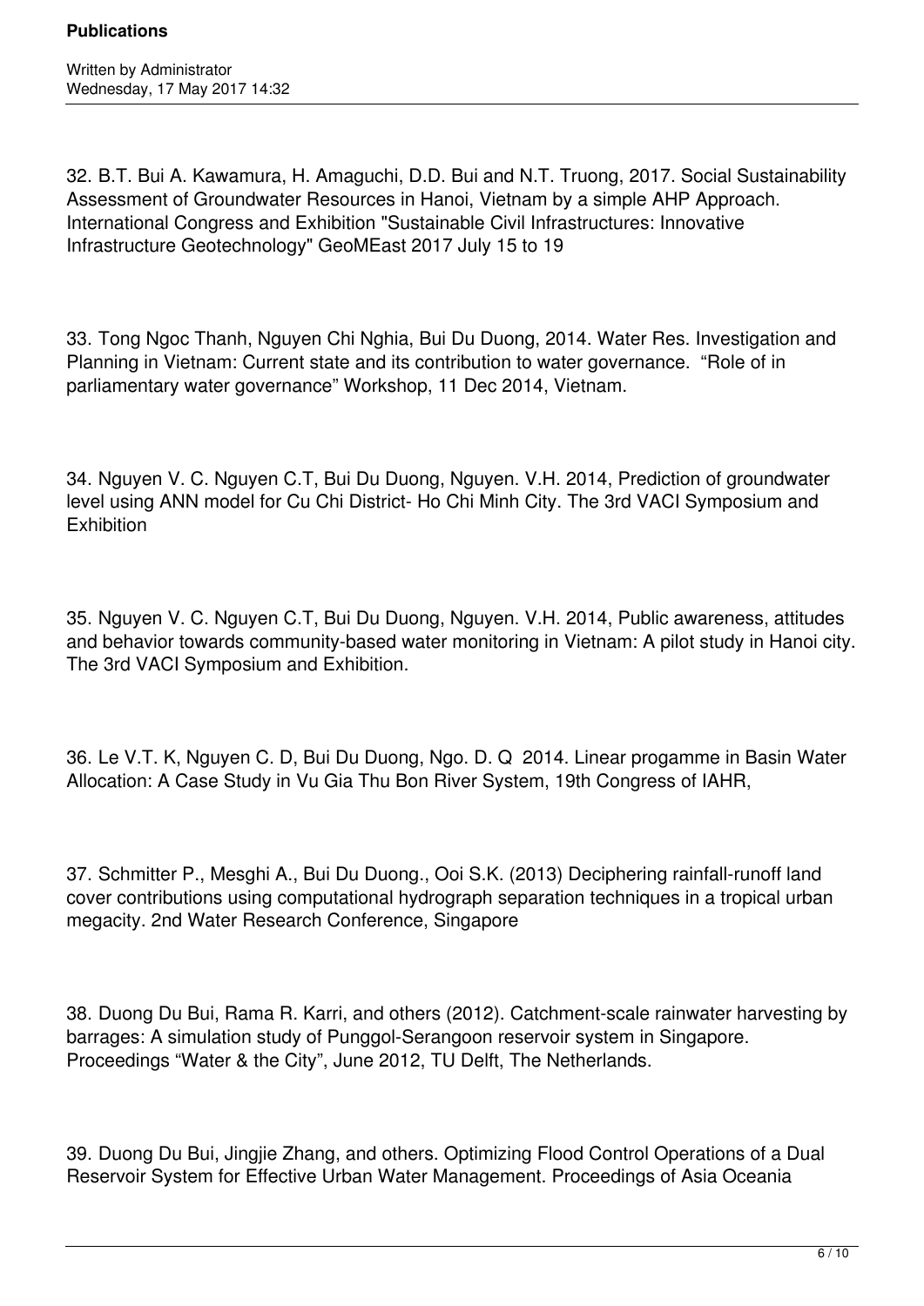32. B.T. Bui A. Kawamura, H. Amaguchi, D.D. Bui and N.T. Truong, 2017. Social Sustainability Assessment of Groundwater Resources in Hanoi, Vietnam by a simple AHP Approach. International Congress and Exhibition "Sustainable Civil Infrastructures: Innovative Infrastructure Geotechnology" GeoMEast 2017 July 15 to 19

33. Tong Ngoc Thanh, Nguyen Chi Nghia, Bui Du Duong, 2014. Water Res. Investigation and Planning in Vietnam: Current state and its contribution to water governance. "Role of in parliamentary water governance" Workshop, 11 Dec 2014, Vietnam.

34. Nguyen V. C. Nguyen C.T, Bui Du Duong, Nguyen. V.H. 2014, Prediction of groundwater level using ANN model for Cu Chi District- Ho Chi Minh City. The 3rd VACI Symposium and Exhibition

35. Nguyen V. C. Nguyen C.T, Bui Du Duong, Nguyen. V.H. 2014, Public awareness, attitudes and behavior towards community-based water monitoring in Vietnam: A pilot study in Hanoi city. The 3rd VACI Symposium and Exhibition.

36. Le V.T. K, Nguyen C. D, Bui Du Duong, Ngo. D. Q 2014. Linear progamme in Basin Water Allocation: A Case Study in Vu Gia Thu Bon River System, 19th Congress of IAHR,

37. Schmitter P., Mesghi A., Bui Du Duong., Ooi S.K. (2013) Deciphering rainfall-runoff land cover contributions using computational hydrograph separation techniques in a tropical urban megacity. 2nd Water Research Conference, Singapore

38. Duong Du Bui, Rama R. Karri, and others (2012). Catchment-scale rainwater harvesting by barrages: A simulation study of Punggol-Serangoon reservoir system in Singapore. Proceedings "Water & the City", June 2012, TU Delft, The Netherlands.

39. Duong Du Bui, Jingjie Zhang, and others. Optimizing Flood Control Operations of a Dual Reservoir System for Effective Urban Water Management. Proceedings of Asia Oceania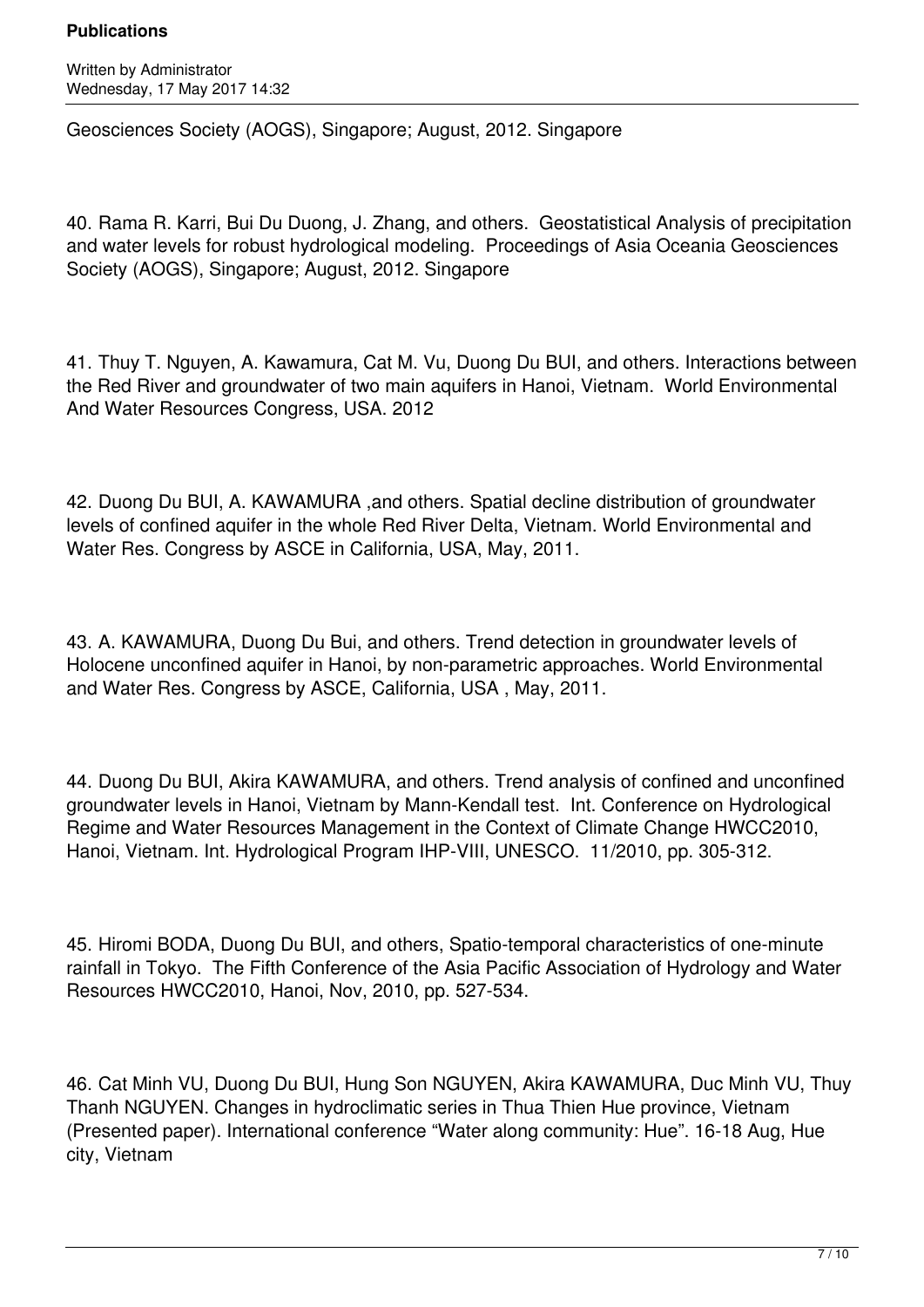Geosciences Society (AOGS), Singapore; August, 2012. Singapore

40. Rama R. Karri, Bui Du Duong, J. Zhang, and others. Geostatistical Analysis of precipitation and water levels for robust hydrological modeling. Proceedings of Asia Oceania Geosciences Society (AOGS), Singapore; August, 2012. Singapore

41. Thuy T. Nguyen, A. Kawamura, Cat M. Vu, Duong Du BUI, and others. Interactions between the Red River and groundwater of two main aquifers in Hanoi, Vietnam. World Environmental And Water Resources Congress, USA. 2012

42. Duong Du BUI, A. KAWAMURA ,and others. Spatial decline distribution of groundwater levels of confined aquifer in the whole Red River Delta, Vietnam. World Environmental and Water Res. Congress by ASCE in California, USA, May, 2011.

43. A. KAWAMURA, Duong Du Bui, and others. Trend detection in groundwater levels of Holocene unconfined aquifer in Hanoi, by non-parametric approaches. World Environmental and Water Res. Congress by ASCE, California, USA , May, 2011.

44. Duong Du BUI, Akira KAWAMURA, and others. Trend analysis of confined and unconfined groundwater levels in Hanoi, Vietnam by Mann-Kendall test. Int. Conference on Hydrological Regime and Water Resources Management in the Context of Climate Change HWCC2010, Hanoi, Vietnam. Int. Hydrological Program IHP-VIII, UNESCO. 11/2010, pp. 305-312.

45. Hiromi BODA, Duong Du BUI, and others, Spatio-temporal characteristics of one-minute rainfall in Tokyo. The Fifth Conference of the Asia Pacific Association of Hydrology and Water Resources HWCC2010, Hanoi, Nov, 2010, pp. 527-534.

46. Cat Minh VU, Duong Du BUI, Hung Son NGUYEN, Akira KAWAMURA, Duc Minh VU, Thuy Thanh NGUYEN. Changes in hydroclimatic series in Thua Thien Hue province, Vietnam (Presented paper). International conference “Water along community: Hue”. 16-18 Aug, Hue city, Vietnam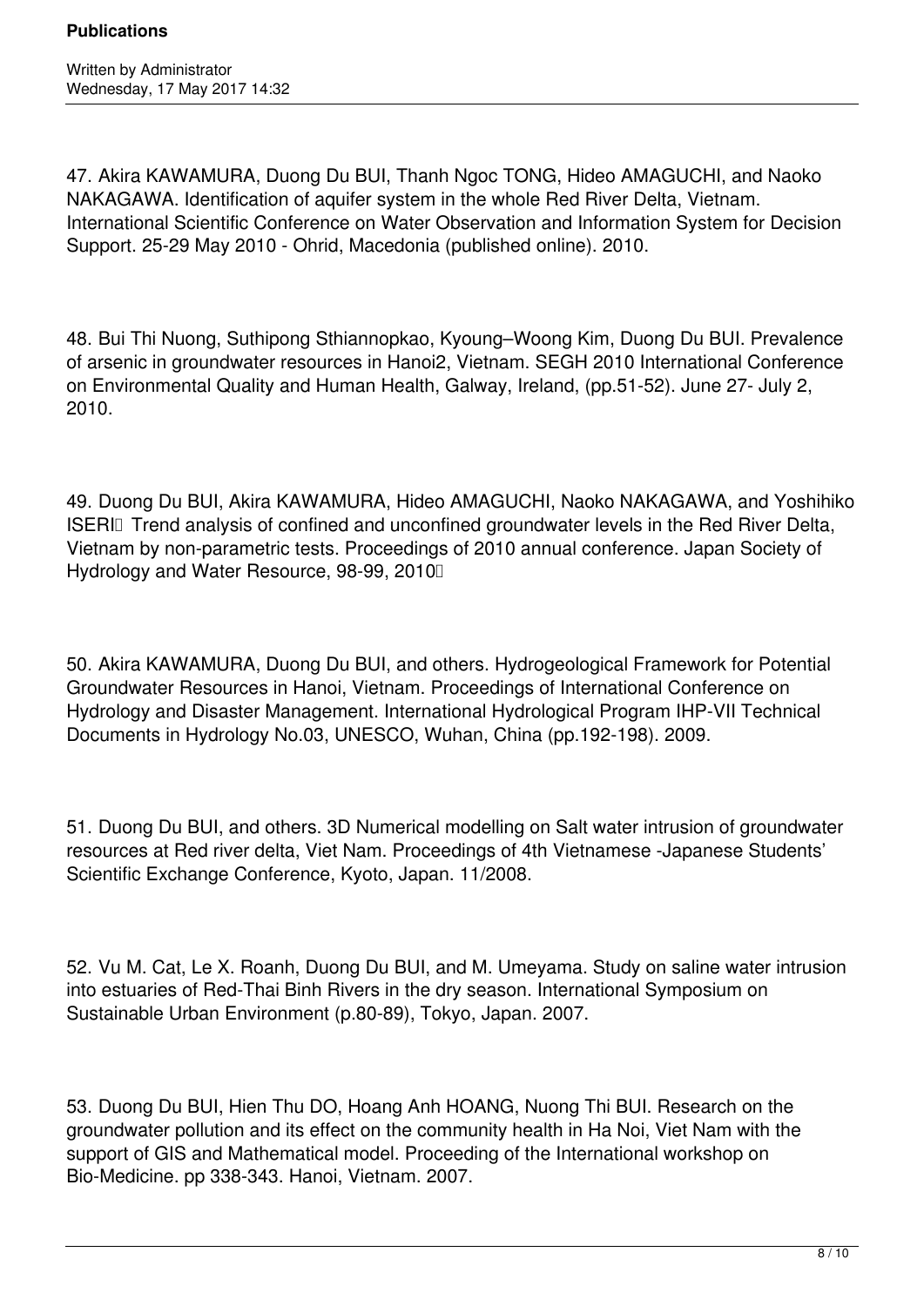47. Akira KAWAMURA, Duong Du BUI, Thanh Ngoc TONG, Hideo AMAGUCHI, and Naoko NAKAGAWA. Identification of aquifer system in the whole Red River Delta, Vietnam. International Scientific Conference on Water Observation and Information System for Decision Support. 25-29 May 2010 - Ohrid, Macedonia (published online). 2010.

48. Bui Thi Nuong, Suthipong Sthiannopkao, Kyoung–Woong Kim, Duong Du BUI. Prevalence of arsenic in groundwater resources in Hanoi2, Vietnam. SEGH 2010 International Conference on Environmental Quality and Human Health, Galway, Ireland, (pp.51-52). June 27- July 2, 2010.

49. Duong Du BUI, Akira KAWAMURA, Hideo AMAGUCHI, Naoko NAKAGAWA, and Yoshihiko ISERI. Trend analysis of confined and unconfined groundwater levels in the Red River Delta, Vietnam by non-parametric tests. Proceedings of 2010 annual conference. Japan Society of Hydrology and Water Resource, 98-99, 2010.

50. Akira KAWAMURA, Duong Du BUI, and others. Hydrogeological Framework for Potential Groundwater Resources in Hanoi, Vietnam. Proceedings of International Conference on Hydrology and Disaster Management. International Hydrological Program IHP-VII Technical Documents in Hydrology No.03, UNESCO, Wuhan, China (pp.192-198). 2009.

51. Duong Du BUI, and others. 3D Numerical modelling on Salt water intrusion of groundwater resources at Red river delta, Viet Nam. Proceedings of 4th Vietnamese -Japanese Students' Scientific Exchange Conference, Kyoto, Japan. 11/2008.

52. Vu M. Cat, Le X. Roanh, Duong Du BUI, and M. Umeyama. Study on saline water intrusion into estuaries of Red-Thai Binh Rivers in the dry season. International Symposium on Sustainable Urban Environment (p.80-89), Tokyo, Japan. 2007.

53. Duong Du BUI, Hien Thu DO, Hoang Anh HOANG, Nuong Thi BUI. Research on the groundwater pollution and its effect on the community health in Ha Noi, Viet Nam with the support of GIS and Mathematical model. Proceeding of the International workshop on Bio-Medicine. pp 338-343. Hanoi, Vietnam. 2007.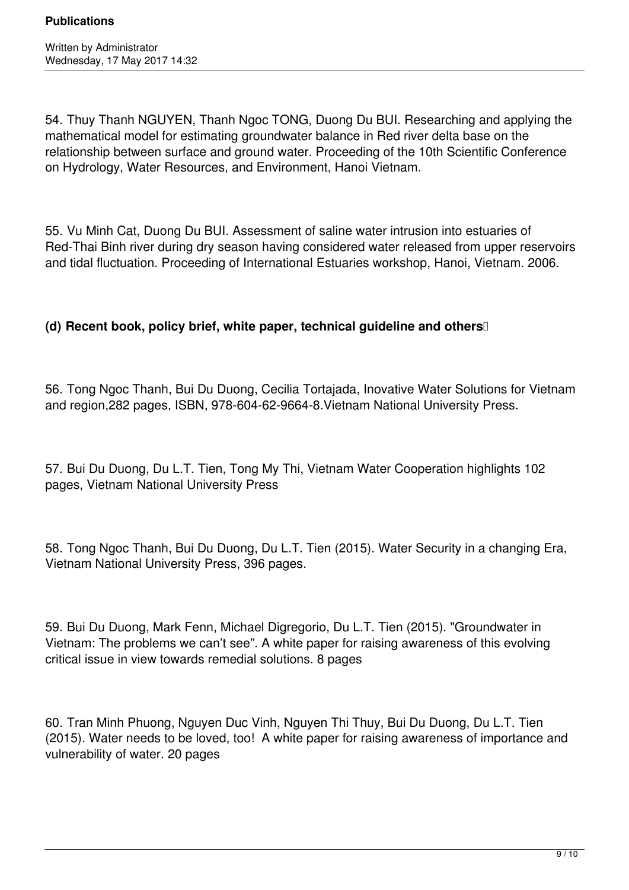54. Thuy Thanh NGUYEN, Thanh Ngoc TONG, Duong Du BUI. Researching and applying the mathematical model for estimating groundwater balance in Red river delta base on the relationship between surface and ground water. Proceeding of the 10th Scientific Conference on Hydrology, Water Resources, and Environment, Hanoi Vietnam.

55. Vu Minh Cat, Duong Du BUI. Assessment of saline water intrusion into estuaries of Red-Thai Binh river during dry season having considered water released from upper reservoirs and tidal fluctuation. Proceeding of International Estuaries workshop, Hanoi, Vietnam. 2006.

### (d) Recent book, policy brief, white paper, technical guideline and others

56. Tong Ngoc Thanh, Bui Du Duong, Cecilia Tortajada, Inovative Water Solutions for Vietnam and region,282 pages, ISBN, 978-604-62-9664-8.Vietnam National University Press.

57. Bui Du Duong, Du L.T. Tien, Tong My Thi, Vietnam Water Cooperation highlights 102 pages, Vietnam National University Press

58. Tong Ngoc Thanh, Bui Du Duong, Du L.T. Tien (2015). Water Security in a changing Era, Vietnam National University Press, 396 pages.

59. Bui Du Duong, Mark Fenn, Michael Digregorio, Du L.T. Tien (2015). "Groundwater in Vietnam: The problems we can't see". A white paper for raising awareness of this evolving critical issue in view towards remedial solutions. 8 pages

60. Tran Minh Phuong, Nguyen Duc Vinh, Nguyen Thi Thuy, Bui Du Duong, Du L.T. Tien (2015). Water needs to be loved, too! A white paper for raising awareness of importance and vulnerability of water. 20 pages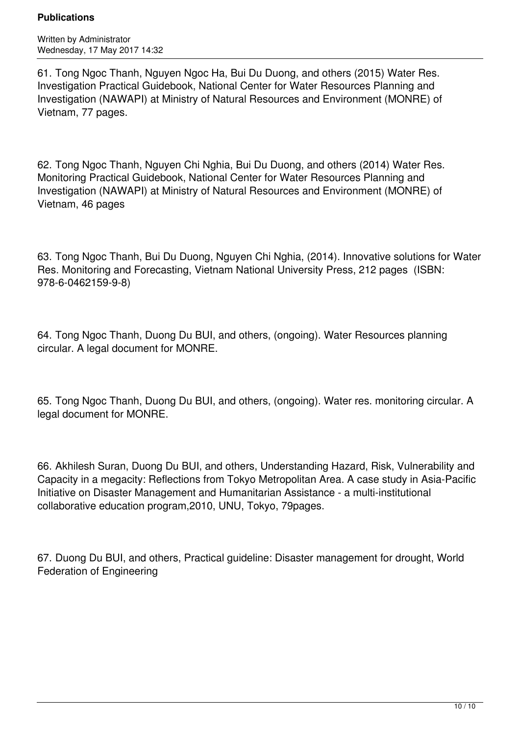61. Tong Ngoc Thanh, Nguyen Ngoc Ha, Bui Du Duong, and others (2015) Water Res. Investigation Practical Guidebook, National Center for Water Resources Planning and Investigation (NAWAPI) at Ministry of Natural Resources and Environment (MONRE) of Vietnam, 77 pages.

62. Tong Ngoc Thanh, Nguyen Chi Nghia, Bui Du Duong, and others (2014) Water Res. Monitoring Practical Guidebook, National Center for Water Resources Planning and Investigation (NAWAPI) at Ministry of Natural Resources and Environment (MONRE) of Vietnam, 46 pages

63. Tong Ngoc Thanh, Bui Du Duong, Nguyen Chi Nghia, (2014). Innovative solutions for Water Res. Monitoring and Forecasting, Vietnam National University Press, 212 pages (ISBN: 978-6-0462159-9-8)

64. Tong Ngoc Thanh, Duong Du BUI, and others, (ongoing). Water Resources planning circular. A legal document for MONRE.

65. Tong Ngoc Thanh, Duong Du BUI, and others, (ongoing). Water res. monitoring circular. A legal document for MONRE.

66. Akhilesh Suran, Duong Du BUI, and others, Understanding Hazard, Risk, Vulnerability and Capacity in a megacity: Reflections from Tokyo Metropolitan Area. A case study in Asia-Pacific Initiative on Disaster Management and Humanitarian Assistance - a multi-institutional collaborative education program,2010, UNU, Tokyo, 79pages.

67. Duong Du BUI, and others, Practical guideline: Disaster management for drought, World Federation of Engineering